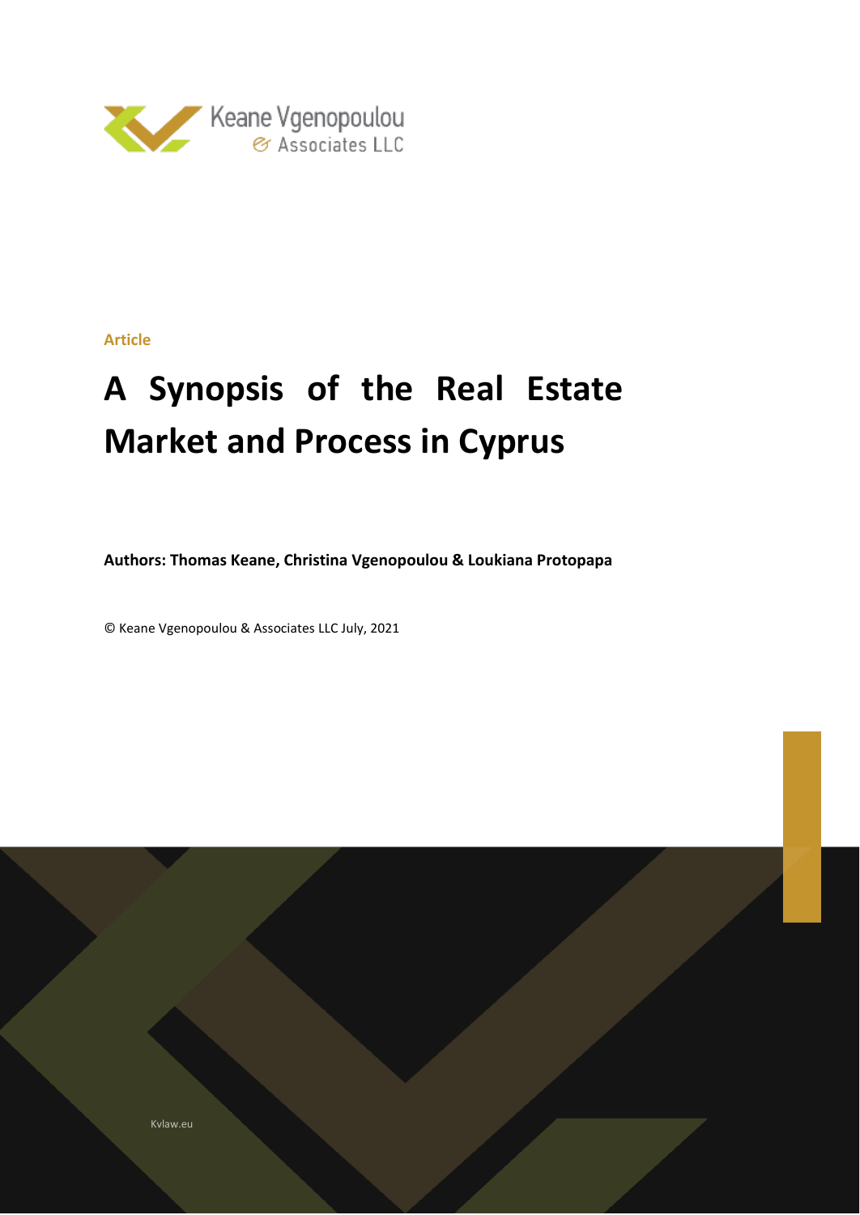Keane Vgenopoulou & Associates LLC

**Article**

# A Synopsis of the Real Estate Market and Process in Cyprus

**Authors: Thomas Keane, Christina Vgenopoulou & Loukiana Protopapa**

© Keane Vgenopoulou & Associates LLC July, 2021

Kvlaw.eu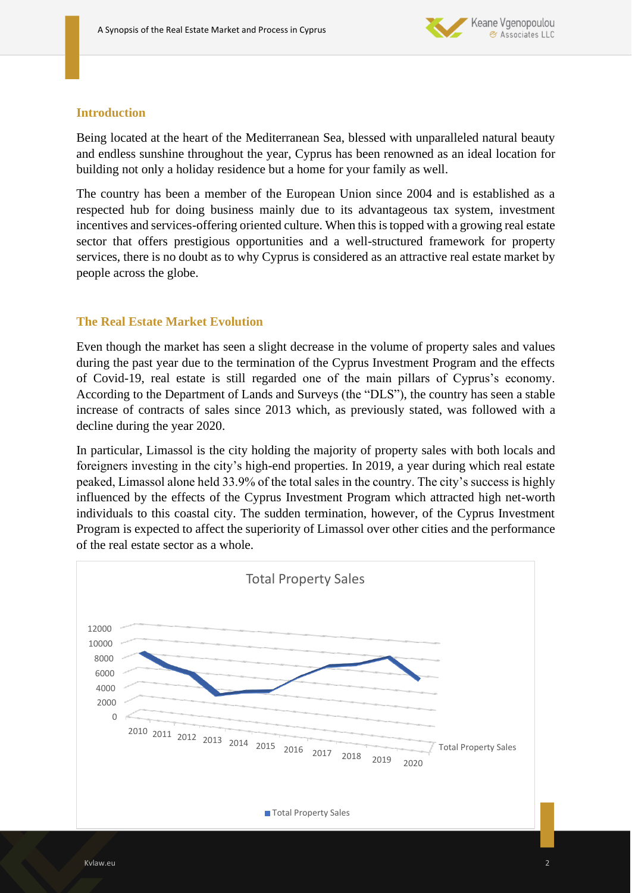## Introduction

Being located at the heart of the Mediterranean Sea, blessed with unparalleled natural beauty and endless sunshine throughout the year, Cyprus has been renowned as an ideal location for building not only a holiday residence but a home for your family as well.

The country has been a member of the European Union since 2004 and is established as a respected hub for doing business mainly due to its advantageous tax system, investment incentives and services-offering oriented culture. When this is topped with a growing real estate sector that offers prestigious opportunities and a well-structured framework for property services, there is no doubt as to why Cyprus is considered as an attractive real estate market by people across the globe.

## The Real Estate Market Evolution

Even though the market has seen a slight decrease in the volume of property sales and values during the past year due to the termination of the Cyprus Investment Program and the effects of Covid-19, real estate is still regarded one of the main pillars of Cyprus's economy. According to the Department of Lands and Surveys (the "DLS"), the country has seen a stable increase of contracts of sales since 2013 which, as previously stated, was followed with a decline during the year 2020.

In particular, Limassol is the city holding the majority of property sales with both locals and foreigners investing in the city's high-end properties. In 2019, a year during which real estate peaked, Limassol alone held 33.9% of the total sales in the country. The city's success is highly influenced by the effects of the Cyprus Investment Program which attracted high net-worth individuals to this coastal city. The sudden termination, however, of the Cyprus Investment Program is expected to affect the superiority of Limassol over other cities and the performance of the real estate sector as a whole.

**Total Property Sales**

Chart: Total Property Sales, 2010–2020 (y-axis 0–12000)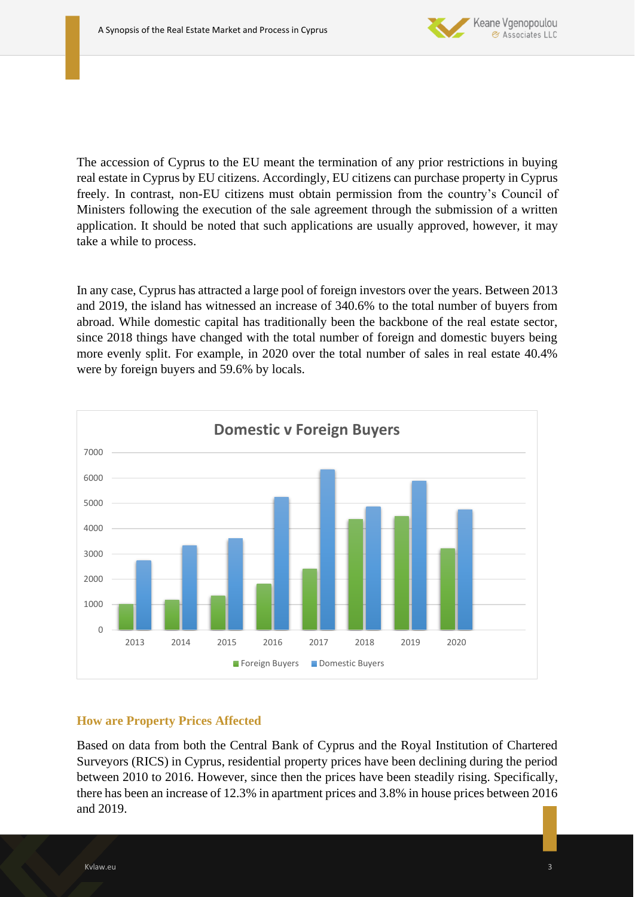The accession of Cyprus to the EU meant the termination of any prior restrictions in buying real estate in Cyprus by EU citizens. Accordingly, EU citizens can purchase property in Cyprus freely. In contrast, non-EU citizens must obtain permission from the country's Council of Ministers following the execution of the sale agreement through the submission of a written application. It should be noted that such applications are usually approved, however, it may take a while to process.

In any case, Cyprus has attracted a large pool of foreign investors over the years. Between 2013 and 2019, the island has witnessed an increase of 340.6% to the total number of buyers from abroad. While domestic capital has traditionally been the backbone of the real estate sector, since 2018 things have changed with the total number of foreign and domestic buyers being more evenly split. For example, in 2020 over the total number of sales in real estate 40.4% were by foreign buyers and 59.6% by locals.

**Domestic v Foreign Buyers**

Foreign Buyers / Domestic Buyers (2013–2020)

## How are Property Prices Affected

Based on data from both the Central Bank of Cyprus and the Royal Institution of Chartered Surveyors (RICS) in Cyprus, residential property prices have been declining during the period between 2010 to 2016. However, since then the prices have been steadily rising. Specifically, there has been an increase of 12.3% in apartment prices and 3.8% in house prices between 2016 and 2019.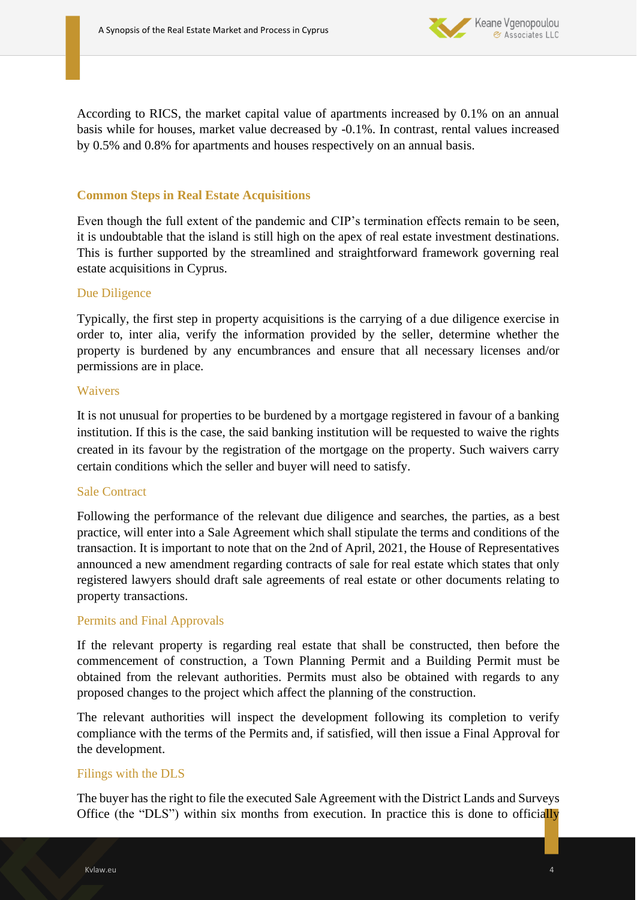According to RICS, the market capital value of apartments increased by 0.1% on an annual basis while for houses, market value decreased by -0.1%. In contrast, rental values increased by 0.5% and 0.8% for apartments and houses respectively on an annual basis.

## Common Steps in Real Estate Acquisitions

Even though the full extent of the pandemic and CIP's termination effects remain to be seen, it is undoubtable that the island is still high on the apex of real estate investment destinations. This is further supported by the streamlined and straightforward framework governing real estate acquisitions in Cyprus.

### Due Diligence

Typically, the first step in property acquisitions is the carrying of a due diligence exercise in order to, inter alia, verify the information provided by the seller, determine whether the property is burdened by any encumbrances and ensure that all necessary licenses and/or permissions are in place.

### Waivers

It is not unusual for properties to be burdened by a mortgage registered in favour of a banking institution. If this is the case, the said banking institution will be requested to waive the rights created in its favour by the registration of the mortgage on the property. Such waivers carry certain conditions which the seller and buyer will need to satisfy.

### Sale Contract

Following the performance of the relevant due diligence and searches, the parties, as a best practice, will enter into a Sale Agreement which shall stipulate the terms and conditions of the transaction. It is important to note that on the 2nd of April, 2021, the House of Representatives announced a new amendment regarding contracts of sale for real estate which states that only registered lawyers should draft sale agreements of real estate or other documents relating to property transactions.

### Permits and Final Approvals

If the relevant property is regarding real estate that shall be constructed, then before the commencement of construction, a Town Planning Permit and a Building Permit must be obtained from the relevant authorities. Permits must also be obtained with regards to any proposed changes to the project which affect the planning of the construction.

The relevant authorities will inspect the development following its completion to verify compliance with the terms of the Permits and, if satisfied, will then issue a Final Approval for the development.

### Filings with the DLS

The buyer has the right to file the executed Sale Agreement with the District Lands and Surveys Office (the "DLS") within six months from execution. In practice this is done to officially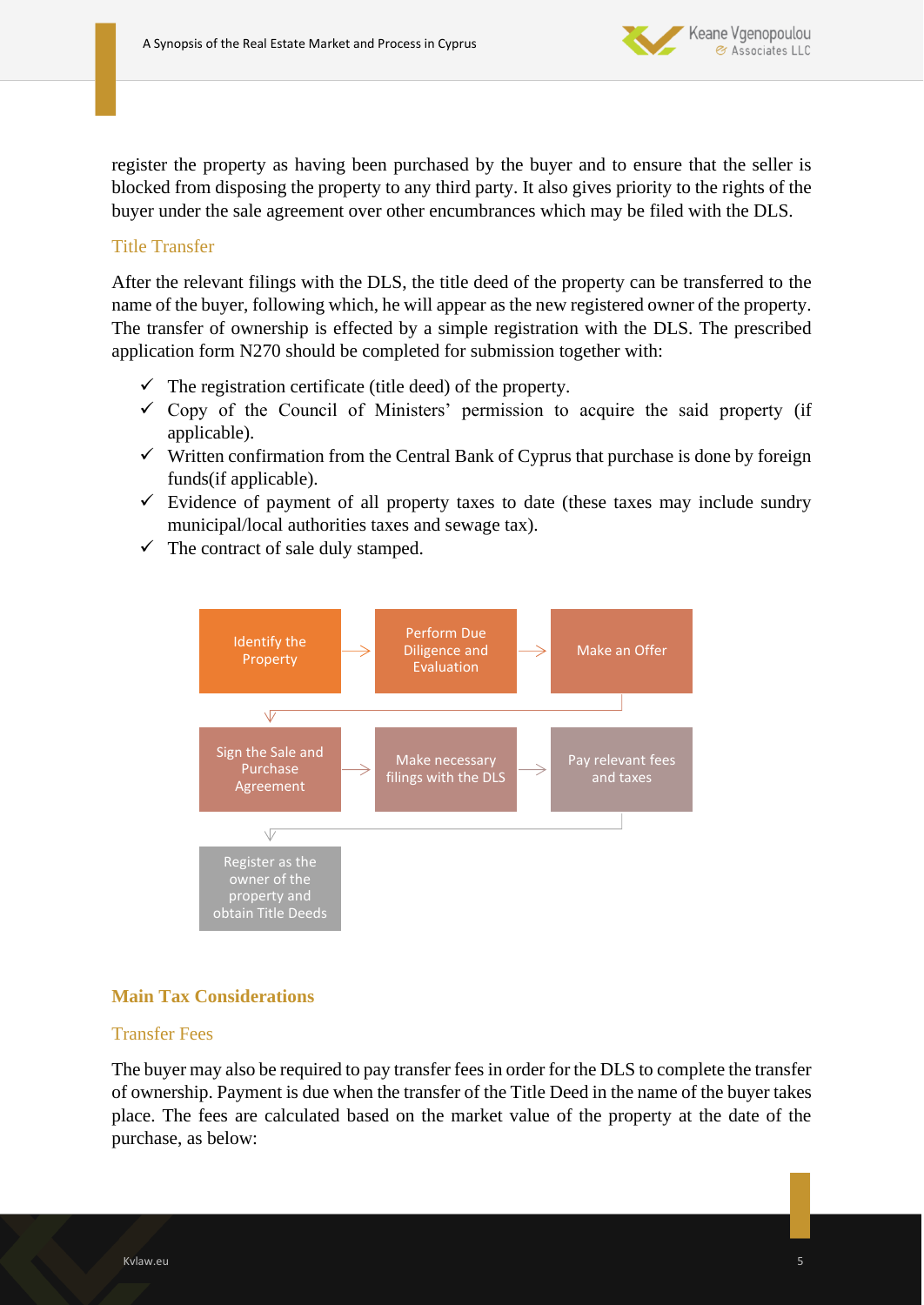register the property as having been purchased by the buyer and to ensure that the seller is blocked from disposing the property to any third party. It also gives priority to the rights of the buyer under the sale agreement over other encumbrances which may be filed with the DLS.

### Title Transfer

After the relevant filings with the DLS, the title deed of the property can be transferred to the name of the buyer, following which, he will appear as the new registered owner of the property. The transfer of ownership is effected by a simple registration with the DLS. The prescribed application form N270 should be completed for submission together with:

- ✓ The registration certificate (title deed) of the property.
- ✓ Copy of the Council of Ministers' permission to acquire the said property (if applicable).
- ✓ Written confirmation from the Central Bank of Cyprus that purchase is done by foreign funds(if applicable).
- ✓ Evidence of payment of all property taxes to date (these taxes may include sundry municipal/local authorities taxes and sewage tax).
- ✓ The contract of sale duly stamped.

Identify the Property → Perform Due Diligence and Evaluation → Make an Offer → Sign the Sale and Purchase Agreement → Make necessary filings with the DLS → Pay relevant fees and taxes → Register as the owner of the property and obtain Title Deeds

## Main Tax Considerations

### Transfer Fees

The buyer may also be required to pay transfer fees in order for the DLS to complete the transfer of ownership. Payment is due when the transfer of the Title Deed in the name of the buyer takes place. The fees are calculated based on the market value of the property at the date of the purchase, as below: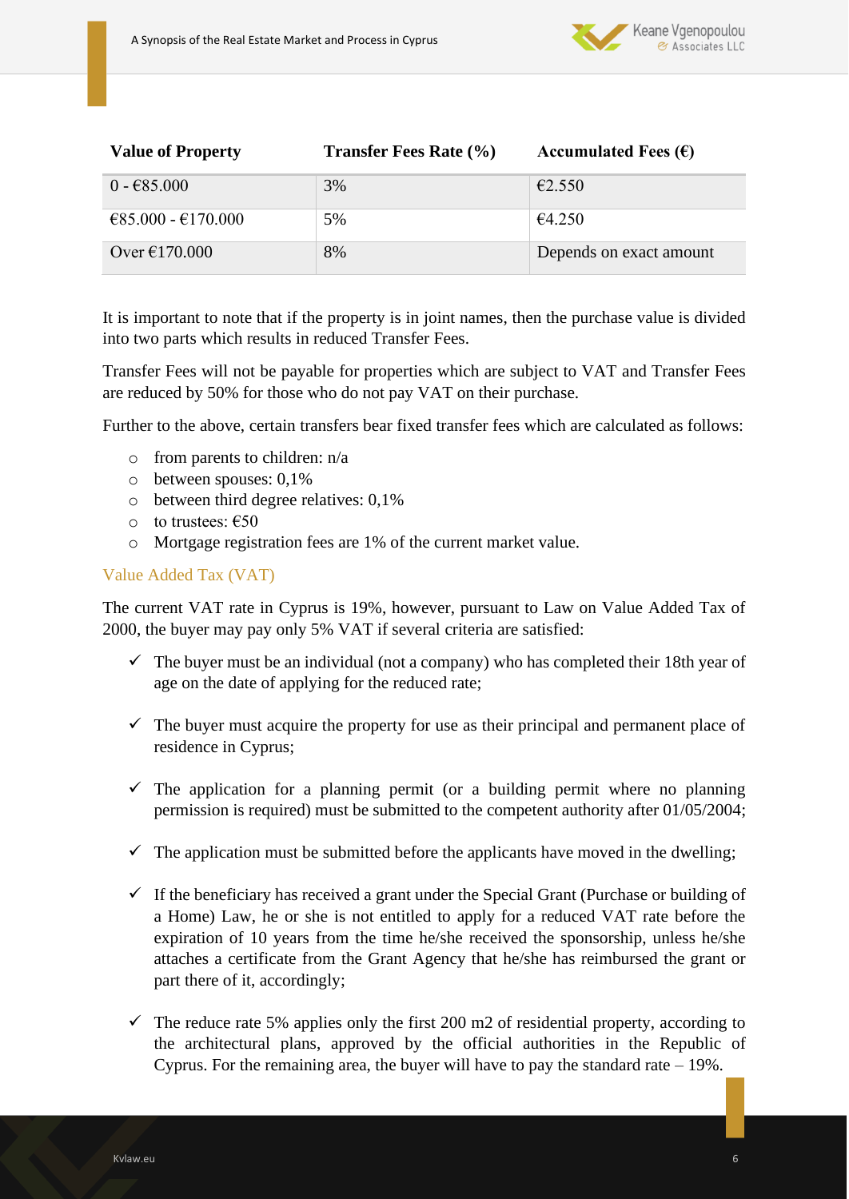| Value of Property | Transfer Fees Rate (%) | Accumulated Fees (€) |
|---|---|---|
| 0 - €85.000 | 3% | €2.550 |
| €85.000 - €170.000 | 5% | €4.250 |
| Over €170.000 | 8% | Depends on exact amount |

It is important to note that if the property is in joint names, then the purchase value is divided into two parts which results in reduced Transfer Fees.

Transfer Fees will not be payable for properties which are subject to VAT and Transfer Fees are reduced by 50% for those who do not pay VAT on their purchase.

Further to the above, certain transfers bear fixed transfer fees which are calculated as follows:

- from parents to children: n/a
- between spouses: 0,1%
- between third degree relatives: 0,1%
- to trustees: €50
- Mortgage registration fees are 1% of the current market value.

## Value Added Tax (VAT)

The current VAT rate in Cyprus is 19%, however, pursuant to Law on Value Added Tax of 2000, the buyer may pay only 5% VAT if several criteria are satisfied:

- ✓ The buyer must be an individual (not a company) who has completed their 18th year of age on the date of applying for the reduced rate;
- ✓ The buyer must acquire the property for use as their principal and permanent place of residence in Cyprus;
- ✓ The application for a planning permit (or a building permit where no planning permission is required) must be submitted to the competent authority after 01/05/2004;
- ✓ The application must be submitted before the applicants have moved in the dwelling;
- ✓ If the beneficiary has received a grant under the Special Grant (Purchase or building of a Home) Law, he or she is not entitled to apply for a reduced VAT rate before the expiration of 10 years from the time he/she received the sponsorship, unless he/she attaches a certificate from the Grant Agency that he/she has reimbursed the grant or part there of it, accordingly;
- ✓ The reduce rate 5% applies only the first 200 m2 of residential property, according to the architectural plans, approved by the official authorities in the Republic of Cyprus. For the remaining area, the buyer will have to pay the standard rate – 19%.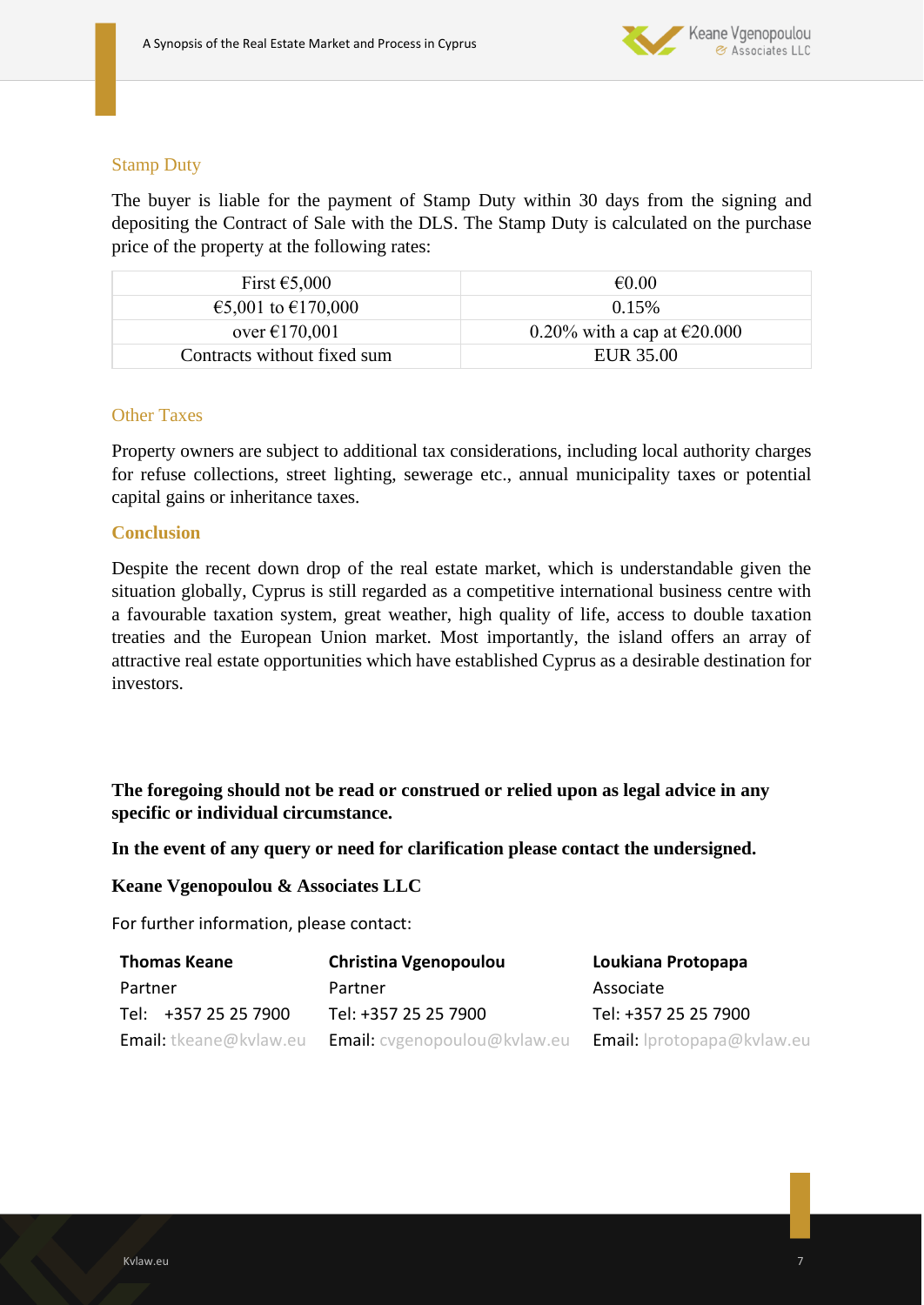### Stamp Duty

The buyer is liable for the payment of Stamp Duty within 30 days from the signing and depositing the Contract of Sale with the DLS. The Stamp Duty is calculated on the purchase price of the property at the following rates:

| | |
|---|---|
| First €5,000 | €0.00 |
| €5,001 to €170,000 | 0.15% |
| over €170,001 | 0.20% with a cap at €20.000 |
| Contracts without fixed sum | EUR 35.00 |

### Other Taxes

Property owners are subject to additional tax considerations, including local authority charges for refuse collections, street lighting, sewerage etc., annual municipality taxes or potential capital gains or inheritance taxes.

### Conclusion

Despite the recent down drop of the real estate market, which is understandable given the situation globally, Cyprus is still regarded as a competitive international business centre with a favourable taxation system, great weather, high quality of life, access to double taxation treaties and the European Union market. Most importantly, the island offers an array of attractive real estate opportunities which have established Cyprus as a desirable destination for investors.

**The foregoing should not be read or construed or relied upon as legal advice in any specific or individual circumstance.**

**In the event of any query or need for clarification please contact the undersigned.**

**Keane Vgenopoulou & Associates LLC**

For further information, please contact:

**Thomas Keane**
Partner
Tel: +357 25 25 7900
Email: tkeane@kvlaw.eu

**Christina Vgenopoulou**
Partner
Tel: +357 25 25 7900
Email: cvgenopoulou@kvlaw.eu

**Loukiana Protopapa**
Associate
Tel: +357 25 25 7900
Email: lprotopapa@kvlaw.eu